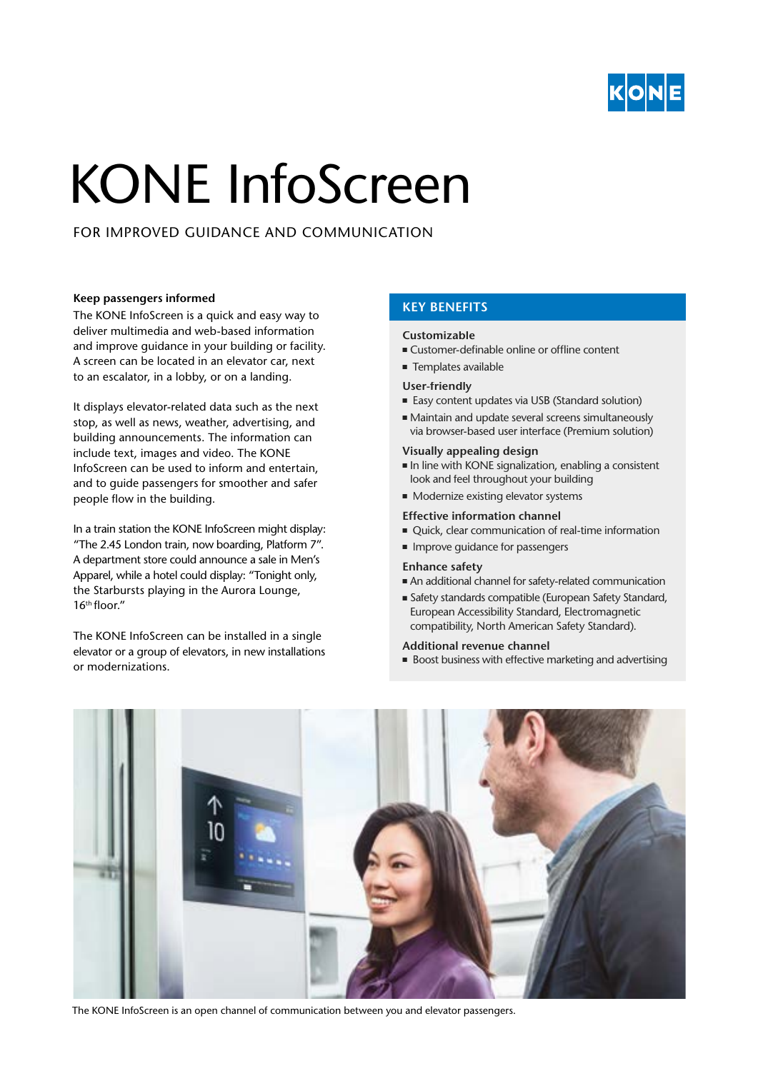# KONE InfoScreen

FOR IMPROVED GUIDANCE AND COMMUNICATION

**Keep passengers informed**

The KONE InfoScreen is a quick and easy way to deliver multimedia and web-based information and improve guidance in your building or facility. A screen can be located in an elevator car, next to an escalator, in a lobby, or on a landing.

It displays elevator-related data such as the next stop, as well as news, weather, advertising, and building announcements. The information can include text, images and video. The KONE InfoScreen can be used to inform and entertain, and to guide passengers for smoother and safer people flow in the building.

In a train station the KONE InfoScreen might display: "The 2.45 London train, now boarding, Platform 7". A department store could announce a sale in Men's Apparel, while a hotel could display: "Tonight only, the Starbursts playing in the Aurora Lounge, 16th floor."

The KONE InfoScreen can be installed in a single elevator or a group of elevators, in new installations or modernizations.

## KEY BENEFITS

**Customizable**

- Customer-definable online or offline content
- Templates available

**User-friendly**

- Easy content updates via USB (Standard solution)
- Maintain and update several screens simultaneously via browser-based user interface (Premium solution)

**Visually appealing design**

- In line with KONE signalization, enabling a consistent look and feel throughout your building
- Modernize existing elevator systems

**Effective information channel**

- Quick, clear communication of real-time information
- Improve guidance for passengers

**Enhance safety**

- An additional channel for safety-related communication
- Safety standards compatible (European Safety Standard, European Accessibility Standard, Electromagnetic compatibility, North American Safety Standard).

**Additional revenue channel**

- Boost business with effective marketing and advertising

The KONE InfoScreen is an open channel of communication between you and elevator passengers.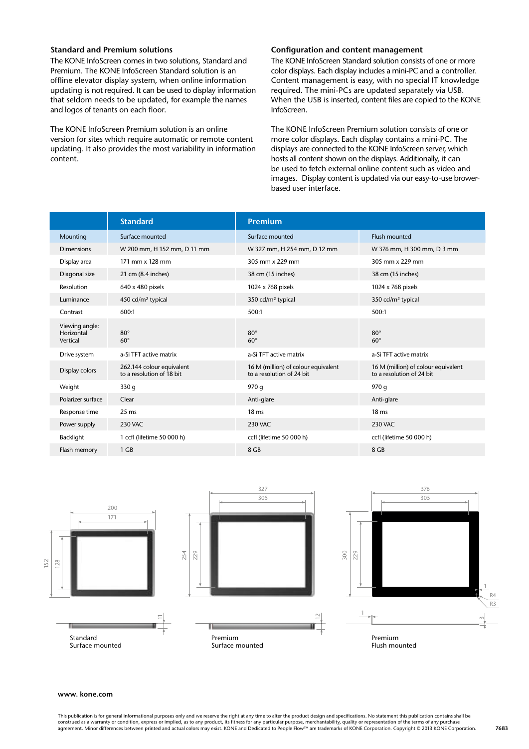## Standard and Premium solutions

The KONE InfoScreen comes in two solutions, Standard and Premium. The KONE InfoScreen Standard solution is an offline elevator display system, when online information updating is not required. It can be used to display information that seldom needs to be updated, for example the names and logos of tenants on each floor.

The KONE InfoScreen Premium solution is an online version for sites which require automatic or remote content updating. It also provides the most variability in information content.

## Configuration and content management

The KONE InfoScreen Standard solution consists of one or more color displays. Each display includes a mini-PC and a controller. Content management is easy, with no special IT knowledge required. The mini-PCs are updated separately via USB. When the USB is inserted, content files are copied to the KONE InfoScreen.

The KONE InfoScreen Premium solution consists of one or more color displays. Each display contains a mini-PC. The displays are connected to the KONE InfoScreen server, which hosts all content shown on the displays. Additionally, it can be used to fetch external online content such as video and images. Display content is updated via our easy-to-use brower-based user interface.

| | Standard | Premium | |
|---|---|---|---|
| Mounting | Surface mounted | Surface mounted | Flush mounted |
| Dimensions | W 200 mm, H 152 mm, D 11 mm | W 327 mm, H 254 mm, D 12 mm | W 376 mm, H 300 mm, D 3 mm |
| Display area | 171 mm x 128 mm | 305 mm x 229 mm | 305 mm x 229 mm |
| Diagonal size | 21 cm (8.4 inches) | 38 cm (15 inches) | 38 cm (15 inches) |
| Resolution | 640 x 480 pixels | 1024 x 768 pixels | 1024 x 768 pixels |
| Luminance | 450 cd/m² typical | 350 cd/m² typical | 350 cd/m² typical |
| Contrast | 600:1 | 500:1 | 500:1 |
| Viewing angle: Horizontal Vertical | 80° 60° | 80° 60° | 80° 60° |
| Drive system | a-Si TFT active matrix | a-Si TFT active matrix | a-Si TFT active matrix |
| Display colors | 262.144 colour equivalent to a resolution of 18 bit | 16 M (million) of colour equivalent to a resolution of 24 bit | 16 M (million) of colour equivalent to a resolution of 24 bit |
| Weight | 330 g | 970 g | 970 g |
| Polarizer surface | Clear | Anti-glare | Anti-glare |
| Response time | 25 ms | 18 ms | 18 ms |
| Power supply | 230 VAC | 230 VAC | 230 VAC |
| Backlight | 1 ccfl (lifetime 50 000 h) | ccfl (lifetime 50 000 h) | ccfl (lifetime 50 000 h) |
| Flash memory | 1 GB | 8 GB | 8 GB |

200
171
152
128
11

Standard
Surface mounted

327
305
254
229
12

Premium
Surface mounted

376
305
300
229
1
R4
R3
1
3

Premium
Flush mounted

**www. kone.com**

This publication is for general informational purposes only and we reserve the right at any time to alter the product design and specifications. No statement this publication contains shall be construed as a warranty or condition, express or implied, as to any product, its fitness for any particular purpose, merchantability, quality or representation of the terms of any purchase agreement. Minor differences between printed and actual colors may exist. KONE and Dedicated to People Flow™ are trademarks of KONE Corporation. Copyright © 2013 KONE Corporation.

7683